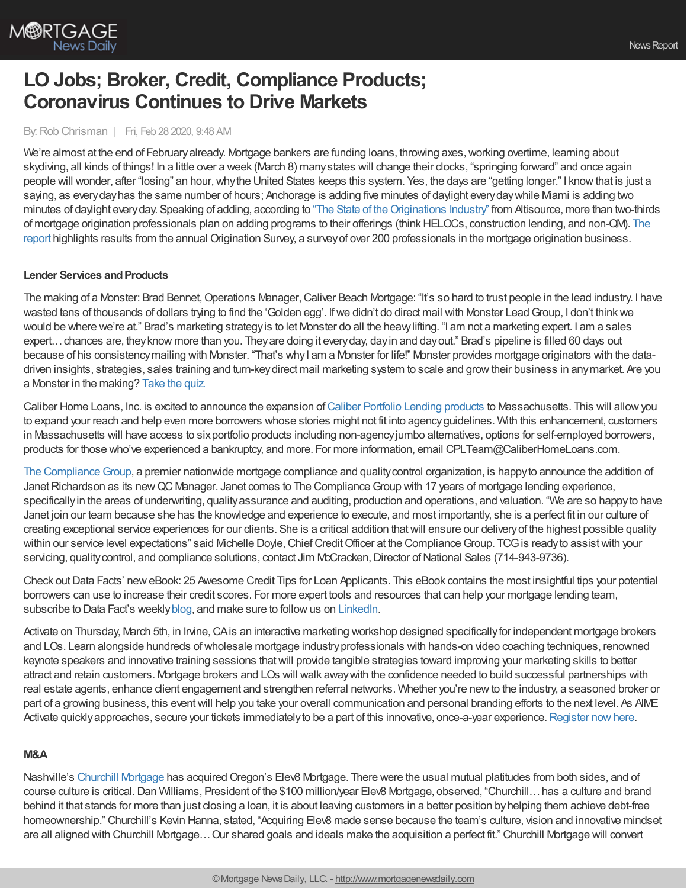# LO Jobs; Broker, Credit, Compliance Products; Coronavirus Continues to Drive Markets

By: Rob Chrisman | Fri, Feb 28 2020, 9:48 AM

We're almost at the end of February already. Mortgage bankers are funding loans, throwing axes, working overtime, learning about skydiving, all kinds of things! In a little over a week (March 8) many states will change their clocks, "springing forward" and once again people will wonder, after "losing" an hour, why the United States keeps this system. Yes, the days are "getting longer." I know that is just a saying, as every day has the same number of hours; Anchorage is adding five minutes of daylight every day while Miami is adding two minutes of daylight every day. Speaking of adding, according to "The State of the Originations Industry" from Altisource, more than two-thirds of mortgage origination professionals plan on adding programs to their offerings (think HELOCs, construction lending, and non-QM). The report highlights results from the annual Origination Survey, a survey of over 200 professionals in the mortgage origination business.

**Lender Services and Products**

The making of a Monster: Brad Bennet, Operations Manager, Caliver Beach Mortgage: "It's so hard to trust people in the lead industry. I have wasted tens of thousands of dollars trying to find the 'Golden egg'. If we didn't do direct mail with Monster Lead Group, I don't think we would be where we're at." Brad's marketing strategy is to let Monster do all the heavy lifting. "I am not a marketing expert. I am a sales expert… chances are, they know more than you. They are doing it every day, day in and day out." Brad's pipeline is filled 60 days out because of his consistency mailing with Monster. "That's why I am a Monster for life!" Monster provides mortgage originators with the data-driven insights, strategies, sales training and turn-key direct mail marketing system to scale and grow their business in any market. Are you a Monster in the making? Take the quiz.

Caliber Home Loans, Inc. is excited to announce the expansion of Caliber Portfolio Lending products to Massachusetts. This will allow you to expand your reach and help even more borrowers whose stories might not fit into agency guidelines. With this enhancement, customers in Massachusetts will have access to six portfolio products including non-agency jumbo alternatives, options for self-employed borrowers, products for those who've experienced a bankruptcy, and more. For more information, email CPLTeam@CaliberHomeLoans.com.

The Compliance Group, a premier nationwide mortgage compliance and quality control organization, is happy to announce the addition of Janet Richardson as its new QC Manager. Janet comes to The Compliance Group with 17 years of mortgage lending experience, specifically in the areas of underwriting, quality assurance and auditing, production and operations, and valuation. "We are so happy to have Janet join our team because she has the knowledge and experience to execute, and most importantly, she is a perfect fit in our culture of creating exceptional service experiences for our clients. She is a critical addition that will ensure our delivery of the highest possible quality within our service level expectations" said Michelle Doyle, Chief Credit Officer at the Compliance Group. TCG is ready to assist with your servicing, quality control, and compliance solutions, contact Jim McCracken, Director of National Sales (714-943-9736).

Check out Data Facts' new eBook: 25 Awesome Credit Tips for Loan Applicants. This eBook contains the most insightful tips your potential borrowers can use to increase their credit scores. For more expert tools and resources that can help your mortgage lending team, subscribe to Data Fact's weekly blog, and make sure to follow us on LinkedIn.

Activate on Thursday, March 5th, in Irvine, CA is an interactive marketing workshop designed specifically for independent mortgage brokers and LOs. Learn alongside hundreds of wholesale mortgage industry professionals with hands-on video coaching techniques, renowned keynote speakers and innovative training sessions that will provide tangible strategies toward improving your marketing skills to better attract and retain customers. Mortgage brokers and LOs will walk away with the confidence needed to build successful partnerships with real estate agents, enhance client engagement and strengthen referral networks. Whether you're new to the industry, a seasoned broker or part of a growing business, this event will help you take your overall communication and personal branding efforts to the next level. As AIME Activate quickly approaches, secure your tickets immediately to be a part of this innovative, once-a-year experience. Register now here.

**M&A**

Nashville's Churchill Mortgage has acquired Oregon's Elev8 Mortgage. There were the usual mutual platitudes from both sides, and of course culture is critical. Dan Williams, President of the $100 million/year Elev8 Mortgage, observed, "Churchill… has a culture and brand behind it that stands for more than just closing a loan, it is about leaving customers in a better position by helping them achieve debt-free homeownership." Churchill's Kevin Hanna, stated, "Acquiring Elev8 made sense because the team's culture, vision and innovative mindset are all aligned with Churchill Mortgage… Our shared goals and ideals make the acquisition a perfect fit." Churchill Mortgage will convert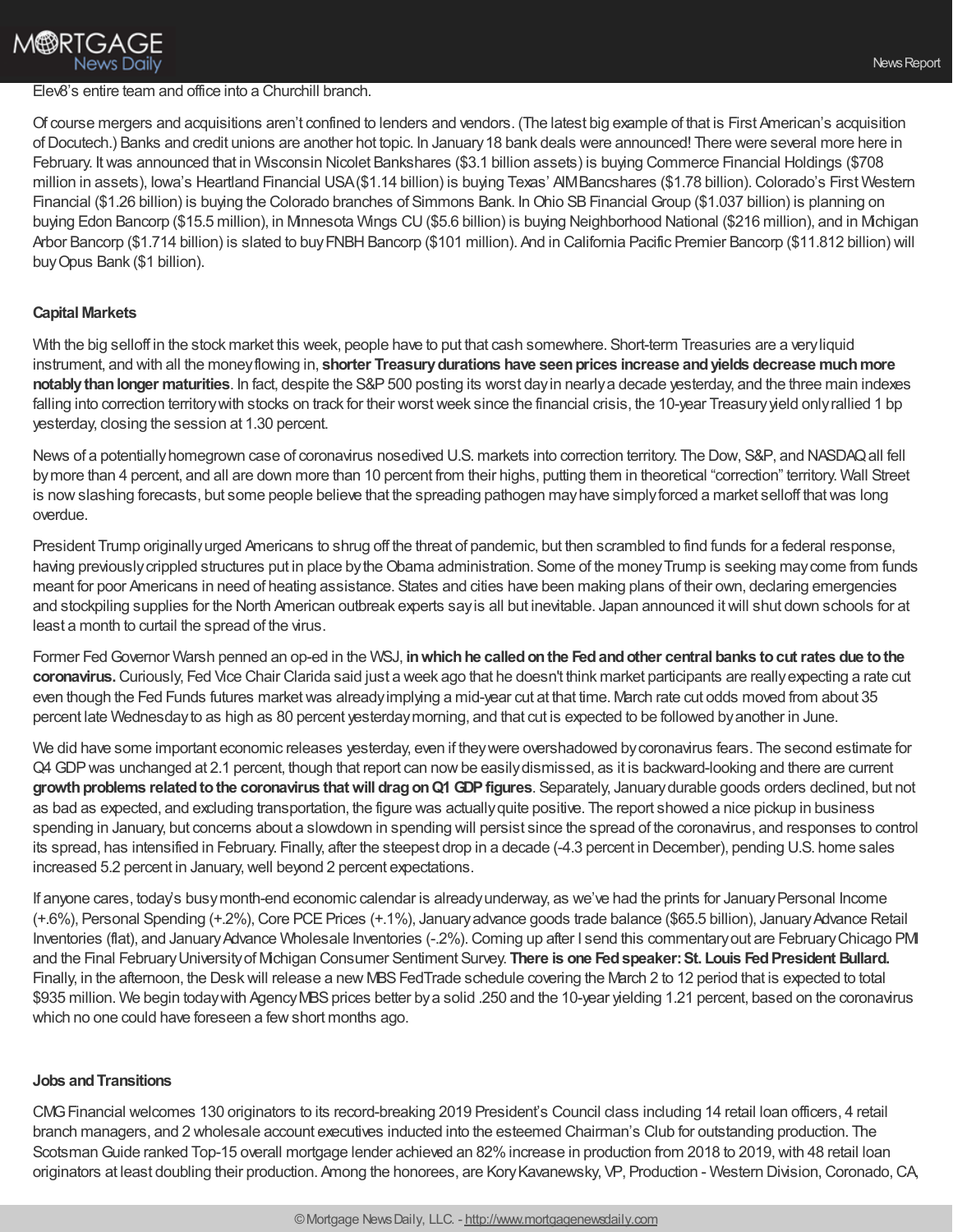Elev8's entire team and office into a Churchill branch.

Of course mergers and acquisitions aren't confined to lenders and vendors. (The latest big example of that is First American's acquisition of Docutech.) Banks and credit unions are another hot topic. In January 18 bank deals were announced! There were several more here in February. It was announced that in Wisconsin Nicolet Bankshares ($3.1 billion assets) is buying Commerce Financial Holdings ($708 million in assets), Iowa's Heartland Financial USA ($1.14 billion) is buying Texas' AIM Bancshares ($1.78 billion). Colorado's First Western Financial ($1.26 billion) is buying the Colorado branches of Simmons Bank. In Ohio SB Financial Group ($1.037 billion) is planning on buying Edon Bancorp ($15.5 million), in Minnesota Wings CU ($5.6 billion) is buying Neighborhood National ($216 million), and in Michigan Arbor Bancorp ($1.714 billion) is slated to buy FNBH Bancorp ($101 million). And in California Pacific Premier Bancorp ($11.812 billion) will buy Opus Bank ($1 billion).

**Capital Markets**

With the big selloff in the stock market this week, people have to put that cash somewhere. Short-term Treasuries are a very liquid instrument, and with all the money flowing in, **shorter Treasury durations have seen prices increase and yields decrease much more notably than longer maturities**. In fact, despite the S&P 500 posting its worst day in nearly a decade yesterday, and the three main indexes falling into correction territory with stocks on track for their worst week since the financial crisis, the 10-year Treasury yield only rallied 1 bp yesterday, closing the session at 1.30 percent.

News of a potentially homegrown case of coronavirus nosedived U.S. markets into correction territory. The Dow, S&P, and NASDAQ all fell by more than 4 percent, and all are down more than 10 percent from their highs, putting them in theoretical "correction" territory. Wall Street is now slashing forecasts, but some people believe that the spreading pathogen may have simply forced a market selloff that was long overdue.

President Trump originally urged Americans to shrug off the threat of pandemic, but then scrambled to find funds for a federal response, having previously crippled structures put in place by the Obama administration. Some of the money Trump is seeking may come from funds meant for poor Americans in need of heating assistance. States and cities have been making plans of their own, declaring emergencies and stockpiling supplies for the North American outbreak experts say is all but inevitable. Japan announced it will shut down schools for at least a month to curtail the spread of the virus.

Former Fed Governor Warsh penned an op-ed in the WSJ, **in which he called on the Fed and other central banks to cut rates due to the coronavirus.** Curiously, Fed Vice Chair Clarida said just a week ago that he doesn't think market participants are really expecting a rate cut even though the Fed Funds futures market was already implying a mid-year cut at that time. March rate cut odds moved from about 35 percent late Wednesday to as high as 80 percent yesterday morning, and that cut is expected to be followed by another in June.

We did have some important economic releases yesterday, even if they were overshadowed by coronavirus fears. The second estimate for Q4 GDP was unchanged at 2.1 percent, though that report can now be easily dismissed, as it is backward-looking and there are current **growth problems related to the coronavirus that will drag on Q1 GDP figures**. Separately, January durable goods orders declined, but not as bad as expected, and excluding transportation, the figure was actually quite positive. The report showed a nice pickup in business spending in January, but concerns about a slowdown in spending will persist since the spread of the coronavirus, and responses to control its spread, has intensified in February. Finally, after the steepest drop in a decade (-4.3 percent in December), pending U.S. home sales increased 5.2 percent in January, well beyond 2 percent expectations.

If anyone cares, today's busy month-end economic calendar is already underway, as we've had the prints for January Personal Income (+.6%), Personal Spending (+.2%), Core PCE Prices (+.1%), January advance goods trade balance ($65.5 billion), January Advance Retail Inventories (flat), and January Advance Wholesale Inventories (-.2%). Coming up after I send this commentary out are February Chicago PMI and the Final February University of Michigan Consumer Sentiment Survey. **There is one Fed speaker: St. Louis Fed President Bullard.** Finally, in the afternoon, the Desk will release a new MBS FedTrade schedule covering the March 2 to 12 period that is expected to total $935 million. We begin today with Agency MBS prices better by a solid .250 and the 10-year yielding 1.21 percent, based on the coronavirus which no one could have foreseen a few short months ago.

**Jobs and Transitions**

CMG Financial welcomes 130 originators to its record-breaking 2019 President's Council class including 14 retail loan officers, 4 retail branch managers, and 2 wholesale account executives inducted into the esteemed Chairman's Club for outstanding production. The Scotsman Guide ranked Top-15 overall mortgage lender achieved an 82% increase in production from 2018 to 2019, with 48 retail loan originators at least doubling their production. Among the honorees, are Kory Kavanewsky, VP, Production - Western Division, Coronado, CA,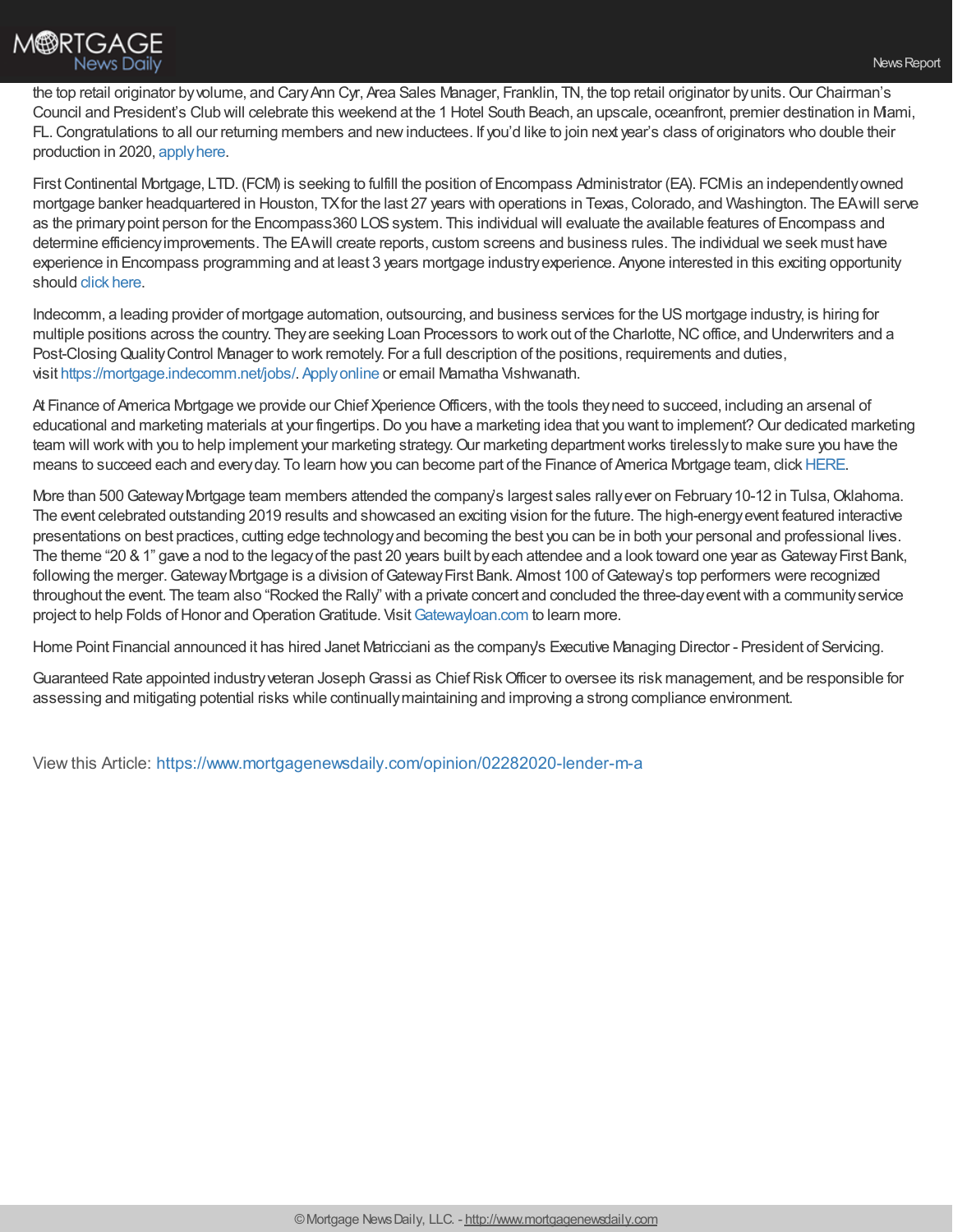the top retail originator by volume, and Cary Ann Cyr, Area Sales Manager, Franklin, TN, the top retail originator by units. Our Chairman's Council and President's Club will celebrate this weekend at the 1 Hotel South Beach, an upscale, oceanfront, premier destination in Miami, FL. Congratulations to all our returning members and new inductees. If you'd like to join next year's class of originators who double their production in 2020, apply here.

First Continental Mortgage, LTD. (FCM) is seeking to fulfill the position of Encompass Administrator (EA). FCM is an independently owned mortgage banker headquartered in Houston, TX for the last 27 years with operations in Texas, Colorado, and Washington. The EA will serve as the primary point person for the Encompass360 LOS system. This individual will evaluate the available features of Encompass and determine efficiency improvements. The EA will create reports, custom screens and business rules. The individual we seek must have experience in Encompass programming and at least 3 years mortgage industry experience. Anyone interested in this exciting opportunity should click here.

Indecomm, a leading provider of mortgage automation, outsourcing, and business services for the US mortgage industry, is hiring for multiple positions across the country. They are seeking Loan Processors to work out of the Charlotte, NC office, and Underwriters and a Post-Closing Quality Control Manager to work remotely. For a full description of the positions, requirements and duties, visit https://mortgage.indecomm.net/jobs/. Apply online or email Mamatha Vishwanath.

At Finance of America Mortgage we provide our Chief Xperience Officers, with the tools they need to succeed, including an arsenal of educational and marketing materials at your fingertips. Do you have a marketing idea that you want to implement? Our dedicated marketing team will work with you to help implement your marketing strategy. Our marketing department works tirelessly to make sure you have the means to succeed each and every day. To learn how you can become part of the Finance of America Mortgage team, click HERE.

More than 500 Gateway Mortgage team members attended the company's largest sales rally ever on February 10-12 in Tulsa, Oklahoma. The event celebrated outstanding 2019 results and showcased an exciting vision for the future. The high-energy event featured interactive presentations on best practices, cutting edge technology and becoming the best you can be in both your personal and professional lives. The theme "20 & 1" gave a nod to the legacy of the past 20 years built by each attendee and a look toward one year as Gateway First Bank, following the merger. Gateway Mortgage is a division of Gateway First Bank. Almost 100 of Gateway's top performers were recognized throughout the event. The team also "Rocked the Rally" with a private concert and concluded the three-day event with a community service project to help Folds of Honor and Operation Gratitude. Visit Gatewayloan.com to learn more.

Home Point Financial announced it has hired Janet Matricciani as the company's Executive Managing Director - President of Servicing.

Guaranteed Rate appointed industry veteran Joseph Grassi as Chief Risk Officer to oversee its risk management, and be responsible for assessing and mitigating potential risks while continually maintaining and improving a strong compliance environment.

View this Article: https://www.mortgagenewsdaily.com/opinion/02282020-lender-m-a